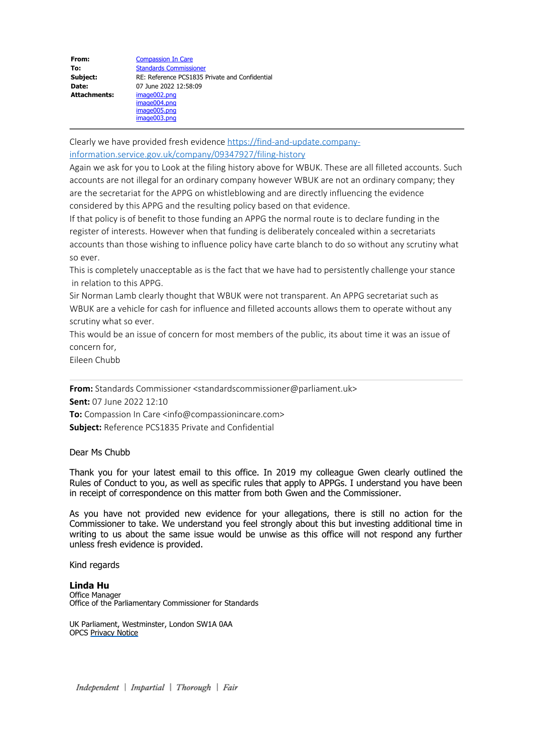| | |
|---|---|
| **From:** | Compassion In Care |
| **To:** | Standards Commissioner |
| **Subject:** | RE: Reference PCS1835 Private and Confidential |
| **Date:** | 07 June 2022 12:58:09 |
| **Attachments:** | image002.png<br>image004.png<br>image005.png<br>image003.png |

Clearly we have provided fresh evidence https://find-and-update.company-information.service.gov.uk/company/09347927/filing-history

Again we ask for you to Look at the filing history above for WBUK. These are all filleted accounts. Such accounts are not illegal for an ordinary company however WBUK are not an ordinary company; they are the secretariat for the APPG on whistleblowing and are directly influencing the evidence considered by this APPG and the resulting policy based on that evidence.

If that policy is of benefit to those funding an APPG the normal route is to declare funding in the register of interests. However when that funding is deliberately concealed within a secretariats accounts than those wishing to influence policy have carte blanche to do so without any scrutiny what so ever.

This is completely unacceptable as is the fact that we have had to persistently challenge your stance in relation to this APPG.

Sir Norman Lamb clearly thought that WBUK were not transparent. An APPG secretariat such as WBUK are a vehicle for cash for influence and filleted accounts allows them to operate without any scrutiny what so ever.

This would be an issue of concern for most members of the public, its about time it was an issue of concern for,

Eileen Chubb

---

**From:** Standards Commissioner <standardscommissioner@parliament.uk>
**Sent:** 07 June 2022 12:10
**To:** Compassion In Care <info@compassionincare.com>
**Subject:** Reference PCS1835 Private and Confidential

Dear Ms Chubb

Thank you for your latest email to this office. In 2019 my colleague Gwen clearly outlined the Rules of Conduct to you, as well as specific rules that apply to APPGs. I understand you have been in receipt of correspondence on this matter from both Gwen and the Commissioner.

As you have not provided new evidence for your allegations, there is still no action for the Commissioner to take. We understand you feel strongly about this but investing additional time in writing to us about the same issue would be unwise as this office will not respond any further unless fresh evidence is provided.

Kind regards

**Linda Hu**
Office Manager
Office of the Parliamentary Commissioner for Standards

UK Parliament, Westminster, London SW1A 0AA
OPCS Privacy Notice

*Independent | Impartial | Thorough | Fair*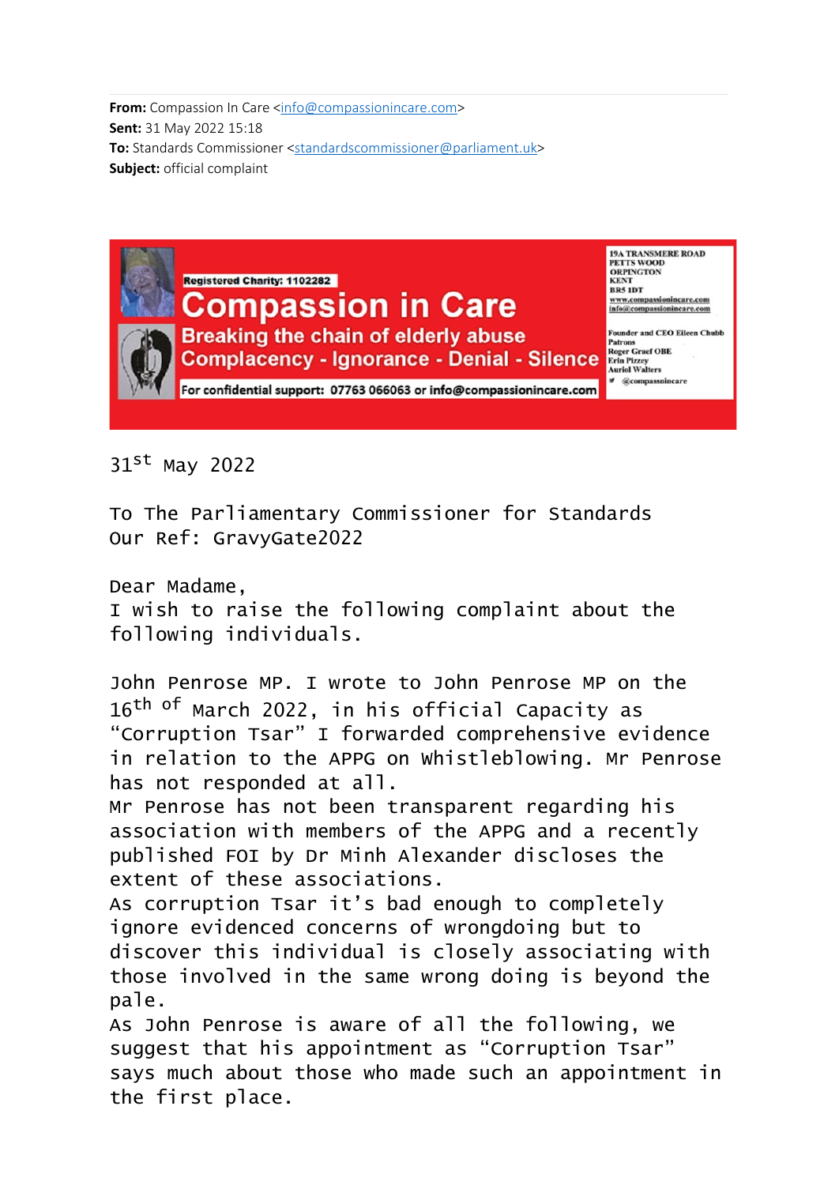**From:** Compassion In Care <info@compassionincare.com>
**Sent:** 31 May 2022 15:18
**To:** Standards Commissioner <standardscommissioner@parliament.uk>
**Subject:** official complaint

Registered Charity: 1102282

# Compassion in Care

**Breaking the chain of elderly abuse**
**Complacency - Ignorance - Denial - Silence**

For confidential support: 07763 066063 or info@compassionincare.com

19A TRANSMERE ROAD
PETTS WOOD
ORPINGTON
KENT
BR5 1DT
www.compassionincare.com
info@compassionincare.com

Founder and CEO Eileen Chubb
Patrons
Roger Graef OBE
Erin Pizzey
Auriol Walters
@compassnincare

31st May 2022

To The Parliamentary Commissioner for Standards
Our Ref: GravyGate2022

Dear Madame,
I wish to raise the following complaint about the following individuals.

John Penrose MP. I wrote to John Penrose MP on the 16th of March 2022, in his official Capacity as "Corruption Tsar" I forwarded comprehensive evidence in relation to the APPG on Whistleblowing. Mr Penrose has not responded at all.
Mr Penrose has not been transparent regarding his association with members of the APPG and a recently published FOI by Dr Minh Alexander discloses the extent of these associations.
As corruption Tsar it's bad enough to completely ignore evidenced concerns of wrongdoing but to discover this individual is closely associating with those involved in the same wrong doing is beyond the pale.
As John Penrose is aware of all the following, we suggest that his appointment as "Corruption Tsar" says much about those who made such an appointment in the first place.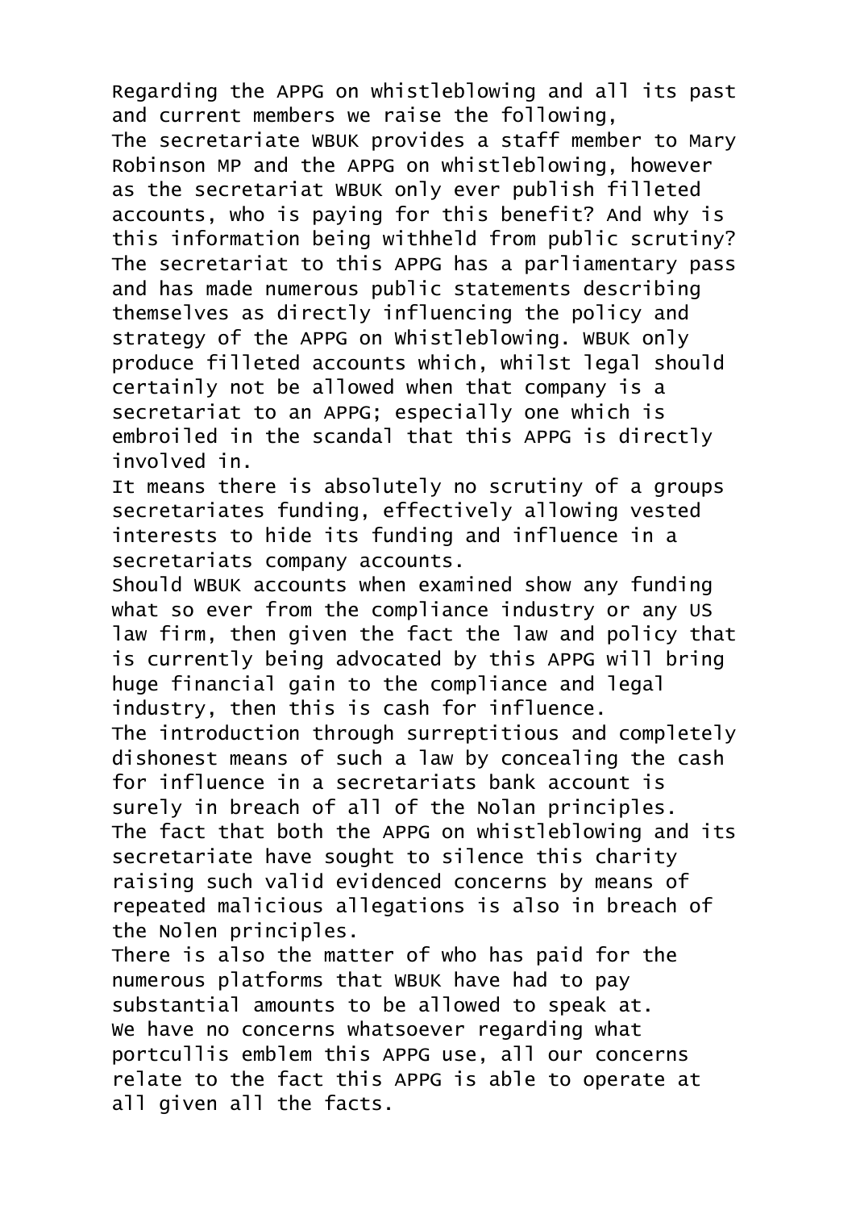Regarding the APPG on whistleblowing and all its past and current members we raise the following,
The secretariate WBUK provides a staff member to Mary Robinson MP and the APPG on whistleblowing, however as the secretariat WBUK only ever publish filleted accounts, who is paying for this benefit? And why is this information being withheld from public scrutiny?
The secretariat to this APPG has a parliamentary pass and has made numerous public statements describing themselves as directly influencing the policy and strategy of the APPG on Whistleblowing. WBUK only produce filleted accounts which, whilst legal should certainly not be allowed when that company is a secretariat to an APPG; especially one which is embroiled in the scandal that this APPG is directly involved in.
It means there is absolutely no scrutiny of a groups secretariates funding, effectively allowing vested interests to hide its funding and influence in a secretariats company accounts.
Should WBUK accounts when examined show any funding what so ever from the compliance industry or any US law firm, then given the fact the law and policy that is currently being advocated by this APPG will bring huge financial gain to the compliance and legal industry, then this is cash for influence.
The introduction through surreptitious and completely dishonest means of such a law by concealing the cash for influence in a secretariats bank account is surely in breach of all of the Nolan principles.
The fact that both the APPG on whistleblowing and its secretariate have sought to silence this charity raising such valid evidenced concerns by means of repeated malicious allegations is also in breach of the Nolen principles.
There is also the matter of who has paid for the numerous platforms that WBUK have had to pay substantial amounts to be allowed to speak at.
We have no concerns whatsoever regarding what portcullis emblem this APPG use, all our concerns relate to the fact this APPG is able to operate at all given all the facts.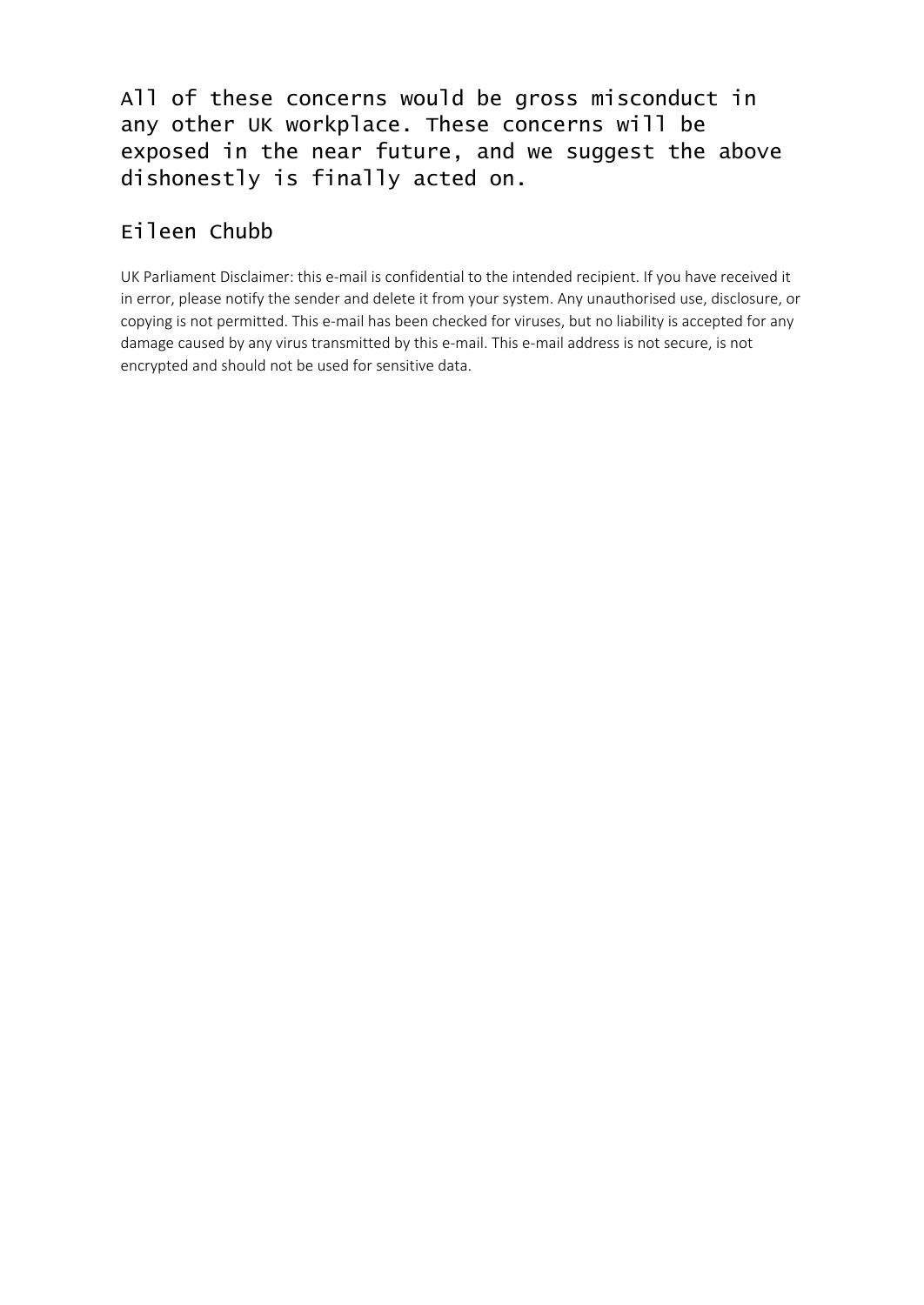All of these concerns would be gross misconduct in any other UK workplace. These concerns will be exposed in the near future, and we suggest the above dishonestly is finally acted on.

Eileen Chubb

UK Parliament Disclaimer: this e-mail is confidential to the intended recipient. If you have received it in error, please notify the sender and delete it from your system. Any unauthorised use, disclosure, or copying is not permitted. This e-mail has been checked for viruses, but no liability is accepted for any damage caused by any virus transmitted by this e-mail. This e-mail address is not secure, is not encrypted and should not be used for sensitive data.